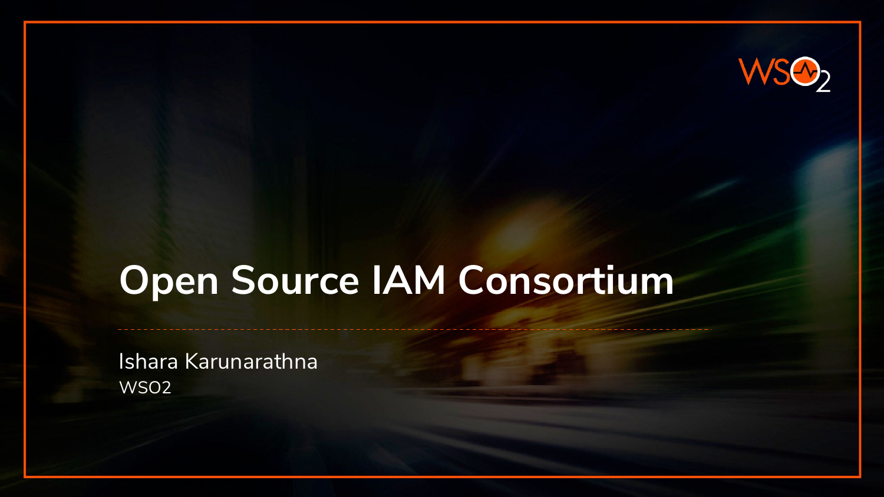# Open Source IAM Consortium

Ishara Karunarathna

WSO2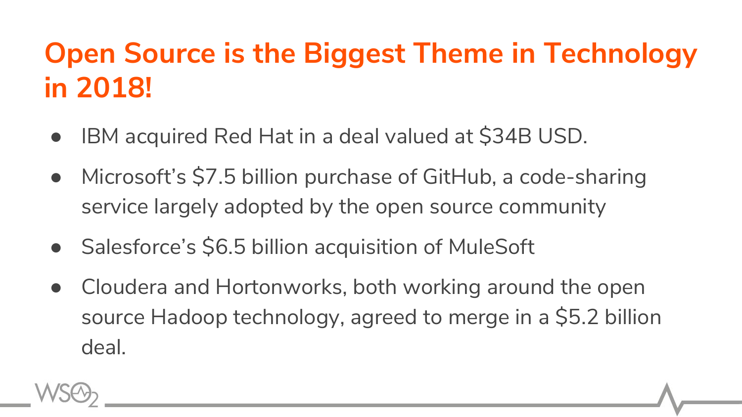# Open Source is the Biggest Theme in Technology in 2018!

- IBM acquired Red Hat in a deal valued at $34B USD.
- Microsoft’s $7.5 billion purchase of GitHub, a code-sharing service largely adopted by the open source community
- Salesforce’s $6.5 billion acquisition of MuleSoft
- Cloudera and Hortonworks, both working around the open source Hadoop technology, agreed to merge in a $5.2 billion deal.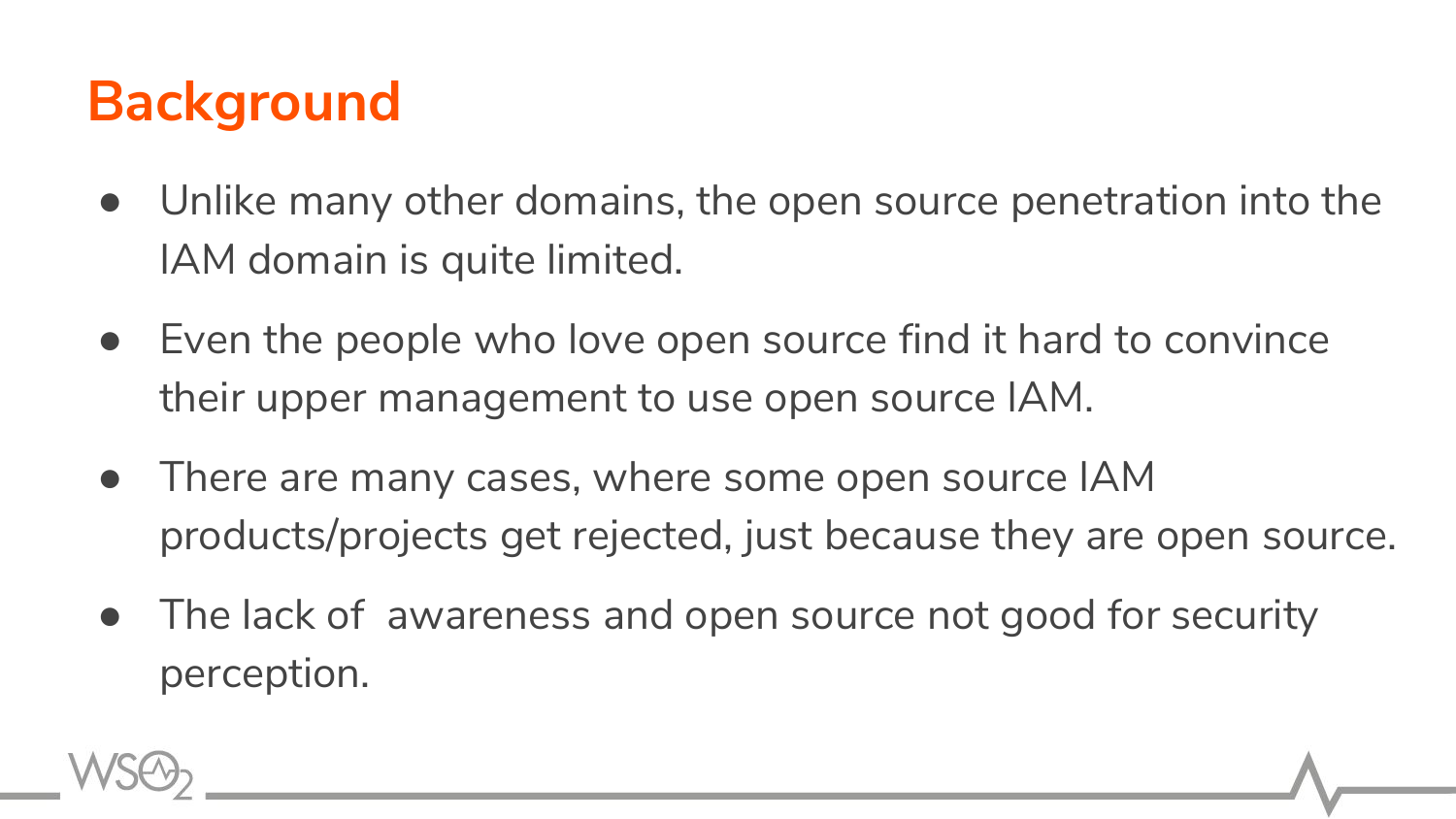# Background

- Unlike many other domains, the open source penetration into the IAM domain is quite limited.
- Even the people who love open source find it hard to convince their upper management to use open source IAM.
- There are many cases, where some open source IAM products/projects get rejected, just because they are open source.
- The lack of  awareness and open source not good for security perception.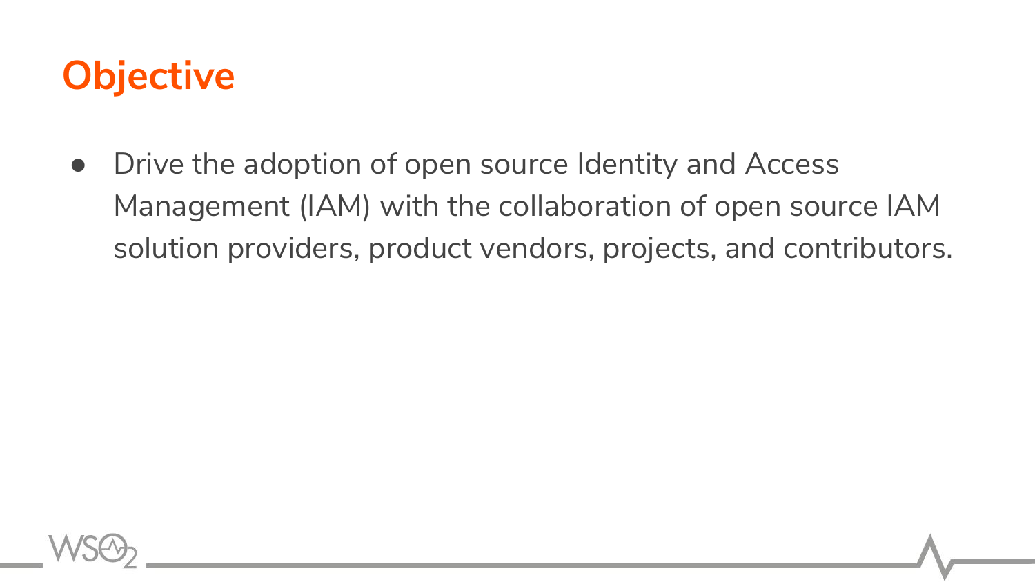# Objective

- Drive the adoption of open source Identity and Access Management (IAM) with the collaboration of open source IAM solution providers, product vendors, projects, and contributors.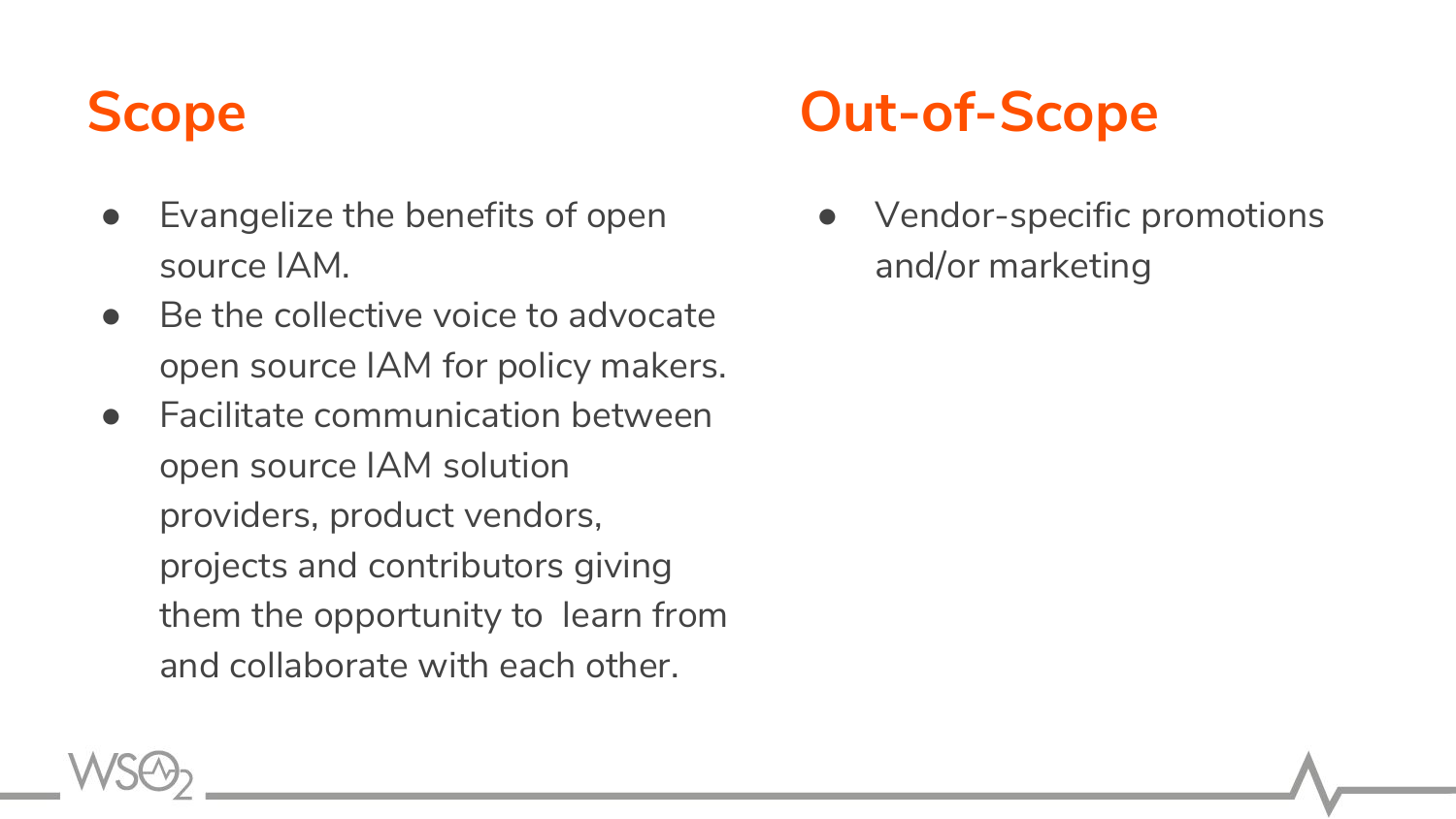## Scope

- Evangelize the benefits of open source IAM.
- Be the collective voice to advocate open source IAM for policy makers.
- Facilitate communication between open source IAM solution providers, product vendors, projects and contributors giving them the opportunity to learn from and collaborate with each other.

## Out-of-Scope

- Vendor-specific promotions and/or marketing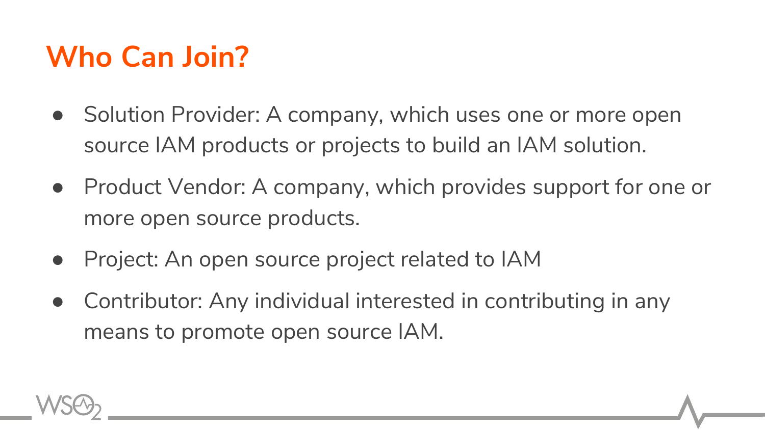# Who Can Join?

- Solution Provider: A company, which uses one or more open source IAM products or projects to build an IAM solution.
- Product Vendor: A company, which provides support for one or more open source products.
- Project: An open source project related to IAM
- Contributor: Any individual interested in contributing in any means to promote open source IAM.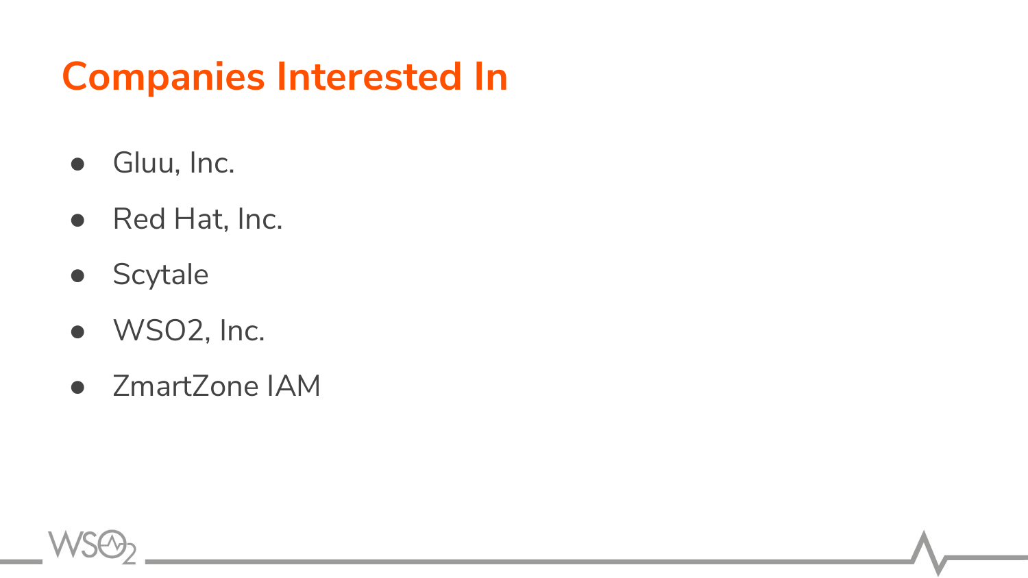# Companies Interested In

- Gluu, Inc.
- Red Hat, Inc.
- Scytale
- WSO2, Inc.
- ZmartZone IAM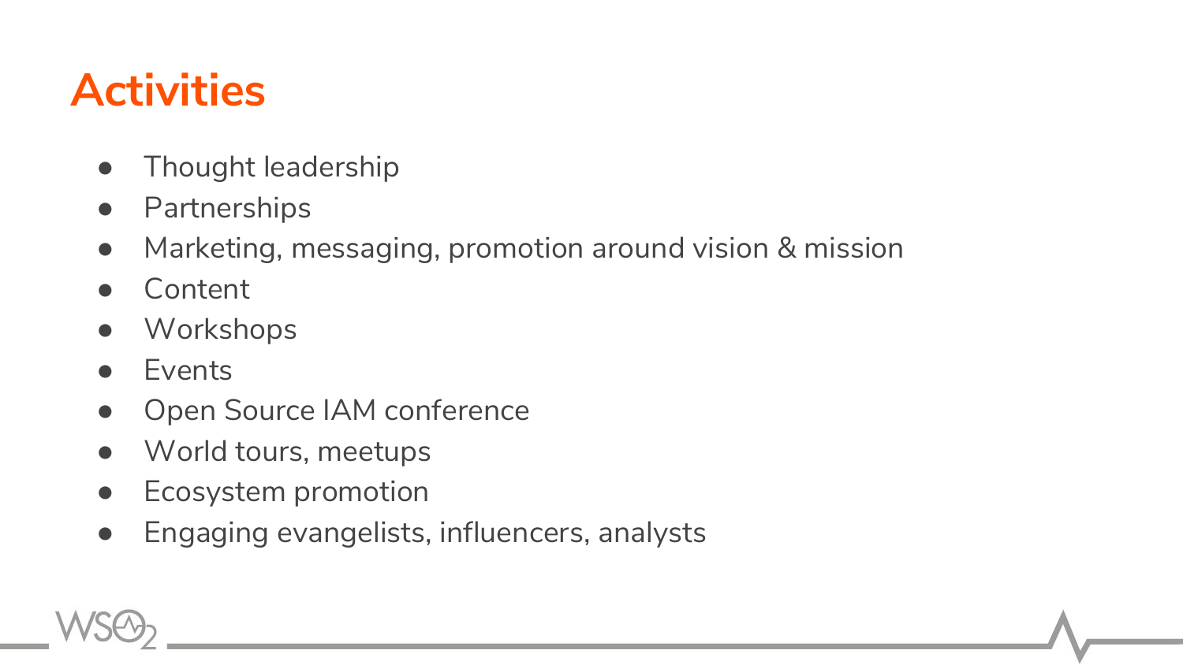# Activities

- Thought leadership
- Partnerships
- Marketing, messaging, promotion around vision & mission
- Content
- Workshops
- Events
- Open Source IAM conference
- World tours, meetups
- Ecosystem promotion
- Engaging evangelists, influencers, analysts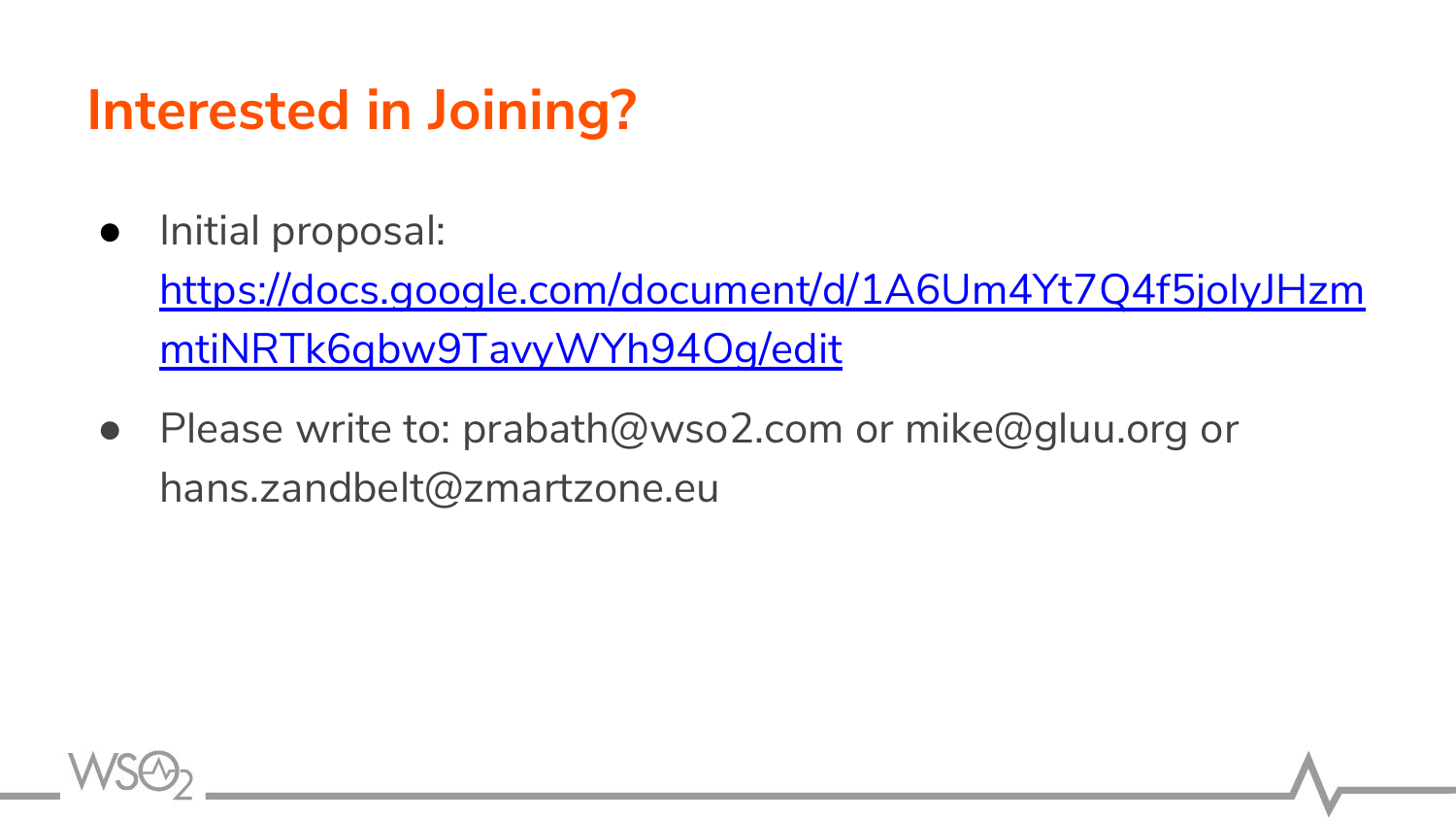# Interested in Joining?

- Initial proposal: https://docs.google.com/document/d/1A6Um4Yt7Q4f5jolyJHzmmtiNRTk6qbw9TavyWYh94Og/edit
- Please write to: prabath@wso2.com or mike@gluu.org or hans.zandbelt@zmartzone.eu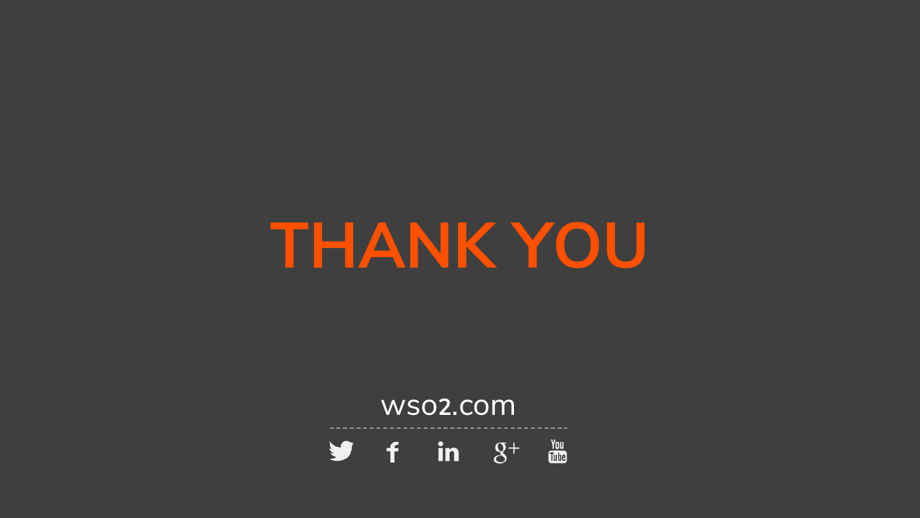# THANK YOU

wso2.com